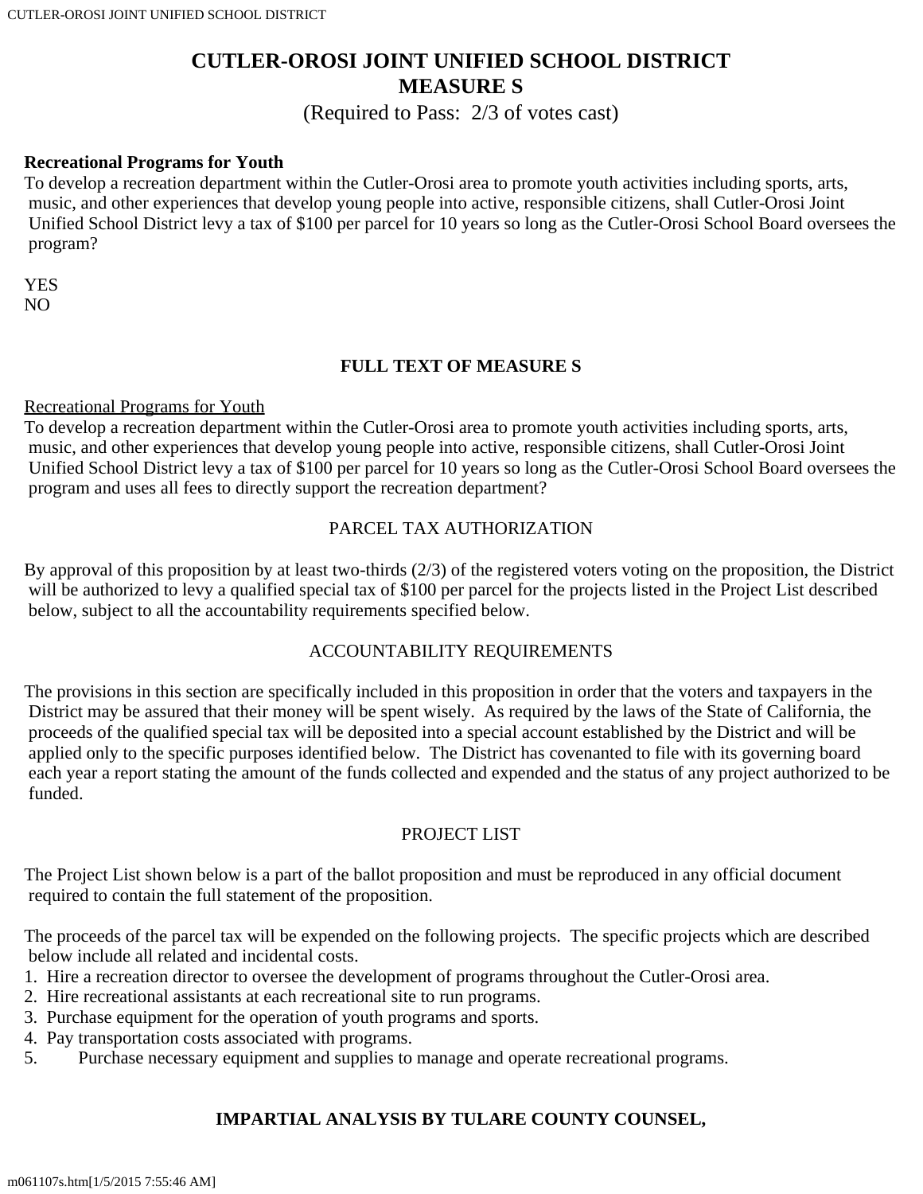# CUTLER-OROSI JOINT UNIFIED SCHOOL DISTRICT
# MEASURE S

(Required to Pass: 2/3 of votes cast)

**Recreational Programs for Youth**
To develop a recreation department within the Cutler-Orosi area to promote youth activities including sports, arts, music, and other experiences that develop young people into active, responsible citizens, shall Cutler-Orosi Joint Unified School District levy a tax of $100 per parcel for 10 years so long as the Cutler-Orosi School Board oversees the program?

YES
NO

## FULL TEXT OF MEASURE S

Recreational Programs for Youth
To develop a recreation department within the Cutler-Orosi area to promote youth activities including sports, arts, music, and other experiences that develop young people into active, responsible citizens, shall Cutler-Orosi Joint Unified School District levy a tax of $100 per parcel for 10 years so long as the Cutler-Orosi School Board oversees the program and uses all fees to directly support the recreation department?

### PARCEL TAX AUTHORIZATION

By approval of this proposition by at least two-thirds (2/3) of the registered voters voting on the proposition, the District will be authorized to levy a qualified special tax of $100 per parcel for the projects listed in the Project List described below, subject to all the accountability requirements specified below.

### ACCOUNTABILITY REQUIREMENTS

The provisions in this section are specifically included in this proposition in order that the voters and taxpayers in the District may be assured that their money will be spent wisely. As required by the laws of the State of California, the proceeds of the qualified special tax will be deposited into a special account established by the District and will be applied only to the specific purposes identified below. The District has covenanted to file with its governing board each year a report stating the amount of the funds collected and expended and the status of any project authorized to be funded.

### PROJECT LIST

The Project List shown below is a part of the ballot proposition and must be reproduced in any official document required to contain the full statement of the proposition.

The proceeds of the parcel tax will be expended on the following projects. The specific projects which are described below include all related and incidental costs.

1. Hire a recreation director to oversee the development of programs throughout the Cutler-Orosi area.
2. Hire recreational assistants at each recreational site to run programs.
3. Purchase equipment for the operation of youth programs and sports.
4. Pay transportation costs associated with programs.
5. Purchase necessary equipment and supplies to manage and operate recreational programs.

## IMPARTIAL ANALYSIS BY TULARE COUNTY COUNSEL,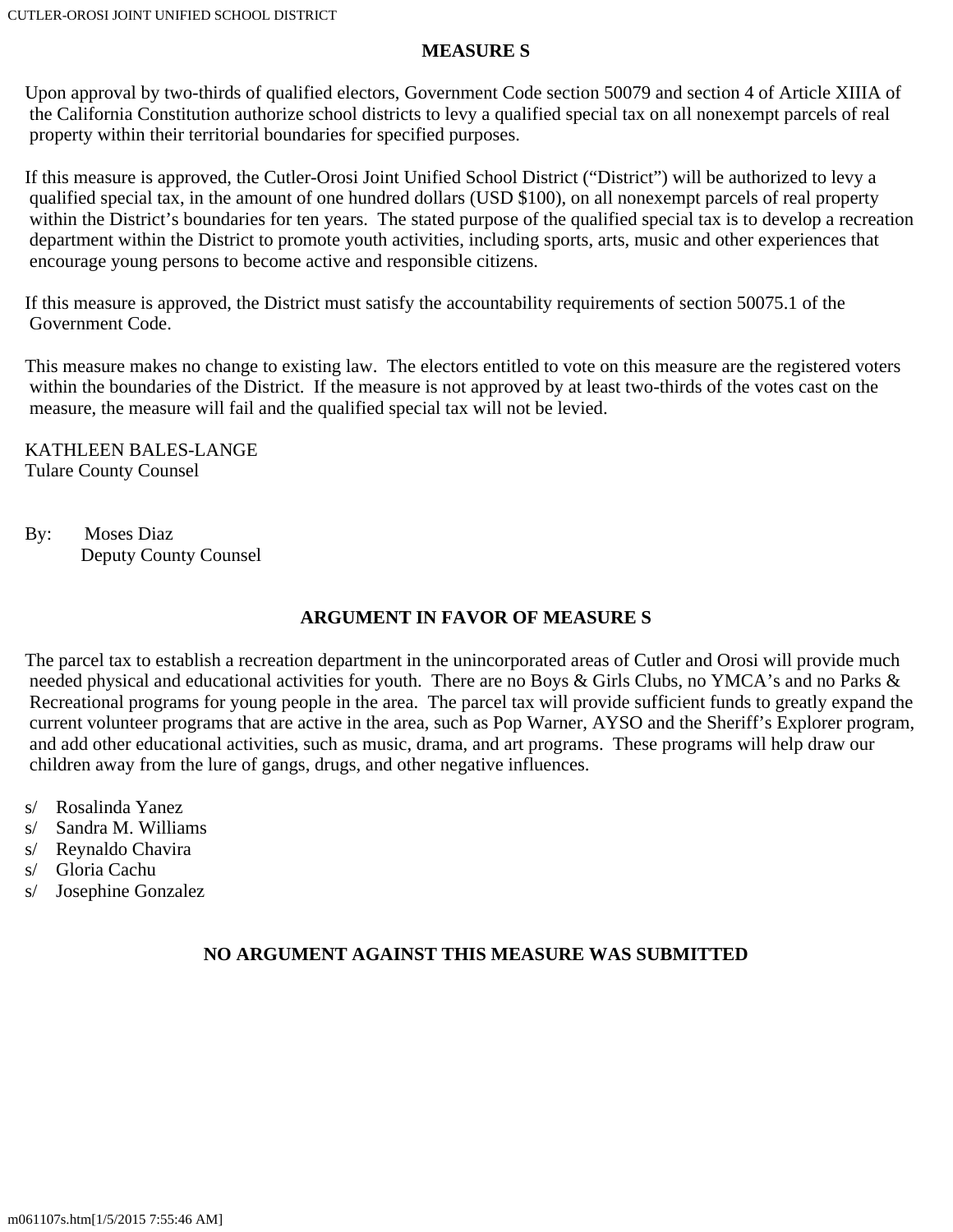## MEASURE S

Upon approval by two-thirds of qualified electors, Government Code section 50079 and section 4 of Article XIIIA of the California Constitution authorize school districts to levy a qualified special tax on all nonexempt parcels of real property within their territorial boundaries for specified purposes.

If this measure is approved, the Cutler-Orosi Joint Unified School District ("District") will be authorized to levy a qualified special tax, in the amount of one hundred dollars (USD $100), on all nonexempt parcels of real property within the District's boundaries for ten years. The stated purpose of the qualified special tax is to develop a recreation department within the District to promote youth activities, including sports, arts, music and other experiences that encourage young persons to become active and responsible citizens.

If this measure is approved, the District must satisfy the accountability requirements of section 50075.1 of the Government Code.

This measure makes no change to existing law. The electors entitled to vote on this measure are the registered voters within the boundaries of the District. If the measure is not approved by at least two-thirds of the votes cast on the measure, the measure will fail and the qualified special tax will not be levied.

KATHLEEN BALES-LANGE
Tulare County Counsel

By: Moses Diaz
Deputy County Counsel

## ARGUMENT IN FAVOR OF MEASURE S

The parcel tax to establish a recreation department in the unincorporated areas of Cutler and Orosi will provide much needed physical and educational activities for youth. There are no Boys & Girls Clubs, no YMCA's and no Parks & Recreational programs for young people in the area. The parcel tax will provide sufficient funds to greatly expand the current volunteer programs that are active in the area, such as Pop Warner, AYSO and the Sheriff's Explorer program, and add other educational activities, such as music, drama, and art programs. These programs will help draw our children away from the lure of gangs, drugs, and other negative influences.

s/ Rosalinda Yanez
s/ Sandra M. Williams
s/ Reynaldo Chavira
s/ Gloria Cachu
s/ Josephine Gonzalez

## NO ARGUMENT AGAINST THIS MEASURE WAS SUBMITTED